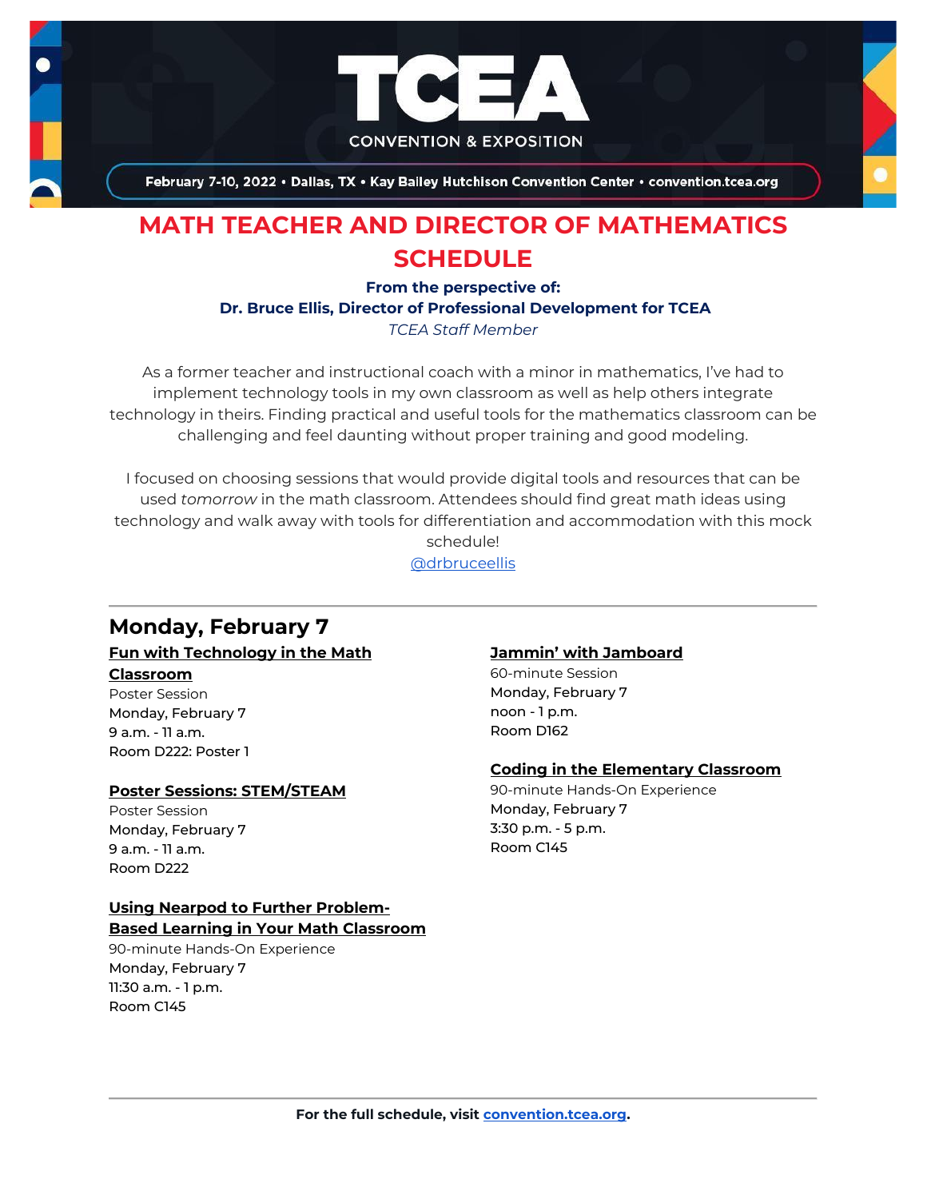# TCEA

CONVENTION & EXPOSITION

February 7-10, 2022 • Dallas, TX • Kay Bailey Hutchison Convention Center • convention.tcea.org

# MATH TEACHER AND DIRECTOR OF MATHEMATICS SCHEDULE

**From the perspective of:**
**Dr. Bruce Ellis, Director of Professional Development for TCEA**
*TCEA Staff Member*

As a former teacher and instructional coach with a minor in mathematics, I've had to implement technology tools in my own classroom as well as help others integrate technology in theirs. Finding practical and useful tools for the mathematics classroom can be challenging and feel daunting without proper training and good modeling.

I focused on choosing sessions that would provide digital tools and resources that can be used *tomorrow* in the math classroom. Attendees should find great math ideas using technology and walk away with tools for differentiation and accommodation with this mock schedule!

@drbruceellis

---

## Monday, February 7

**Fun with Technology in the Math Classroom**
Poster Session
Monday, February 7
9 a.m. - 11 a.m.
Room D222: Poster 1

**Poster Sessions: STEM/STEAM**
Poster Session
Monday, February 7
9 a.m. - 11 a.m.
Room D222

**Using Nearpod to Further Problem-Based Learning in Your Math Classroom**
90-minute Hands-On Experience
Monday, February 7
11:30 a.m. - 1 p.m.
Room C145

**Jammin' with Jamboard**
60-minute Session
Monday, February 7
noon - 1 p.m.
Room D162

**Coding in the Elementary Classroom**
90-minute Hands-On Experience
Monday, February 7
3:30 p.m. - 5 p.m.
Room C145

---

**For the full schedule, visit convention.tcea.org.**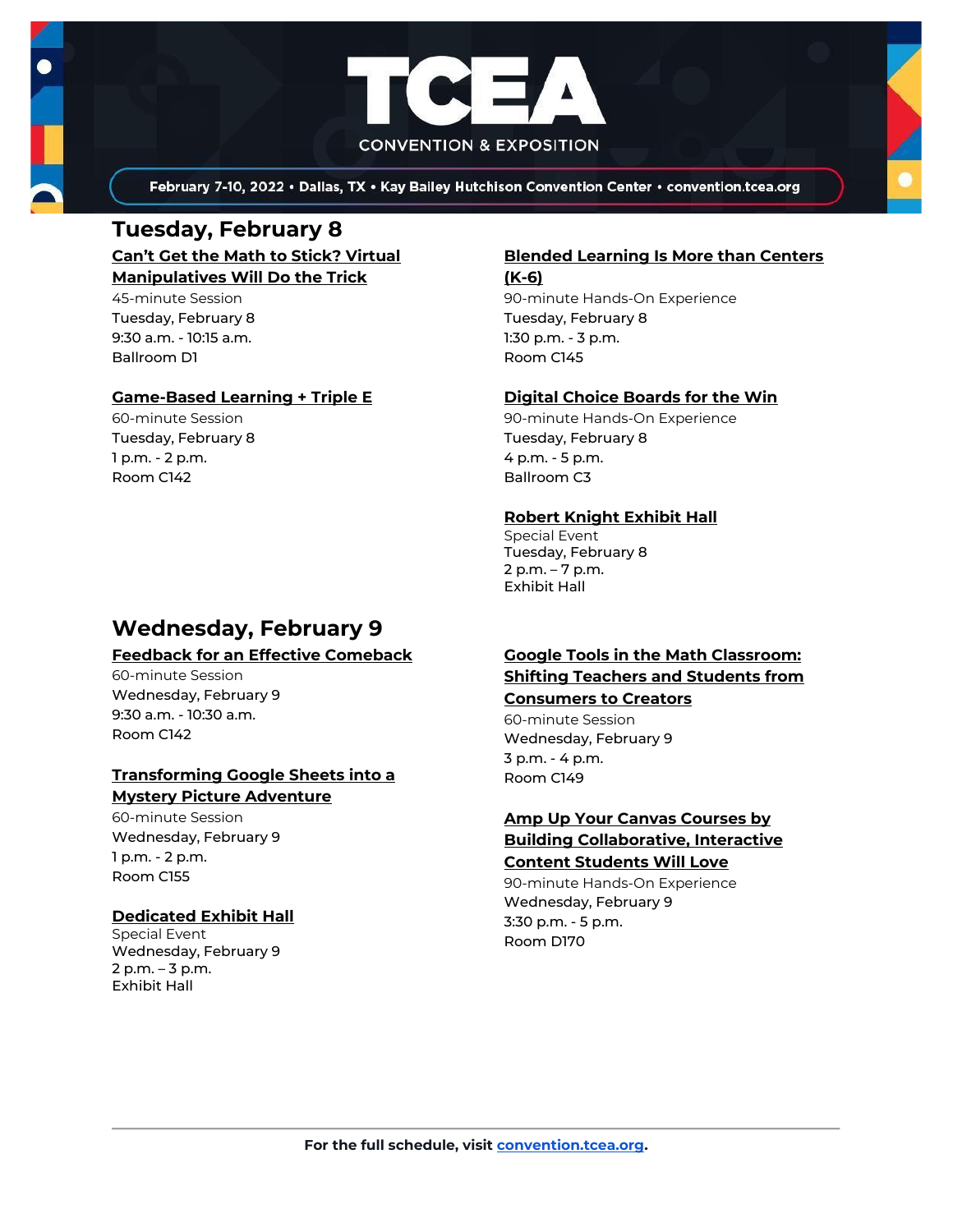TCEA

CONVENTION & EXPOSITION

February 7-10, 2022 • Dallas, TX • Kay Bailey Hutchison Convention Center • convention.tcea.org

## Tuesday, February 8

**Can't Get the Math to Stick? Virtual Manipulatives Will Do the Trick**
45-minute Session
Tuesday, February 8
9:30 a.m. - 10:15 a.m.
Ballroom D1

**Game-Based Learning + Triple E**
60-minute Session
Tuesday, February 8
1 p.m. - 2 p.m.
Room C142

**Blended Learning Is More than Centers (K-6)**
90-minute Hands-On Experience
Tuesday, February 8
1:30 p.m. - 3 p.m.
Room C145

**Digital Choice Boards for the Win**
90-minute Hands-On Experience
Tuesday, February 8
4 p.m. - 5 p.m.
Ballroom C3

**Robert Knight Exhibit Hall**
Special Event
Tuesday, February 8
2 p.m. – 7 p.m.
Exhibit Hall

## Wednesday, February 9

**Feedback for an Effective Comeback**
60-minute Session
Wednesday, February 9
9:30 a.m. - 10:30 a.m.
Room C142

**Transforming Google Sheets into a Mystery Picture Adventure**
60-minute Session
Wednesday, February 9
1 p.m. - 2 p.m.
Room C155

**Dedicated Exhibit Hall**
Special Event
Wednesday, February 9
2 p.m. – 3 p.m.
Exhibit Hall

**Google Tools in the Math Classroom: Shifting Teachers and Students from Consumers to Creators**
60-minute Session
Wednesday, February 9
3 p.m. - 4 p.m.
Room C149

**Amp Up Your Canvas Courses by Building Collaborative, Interactive Content Students Will Love**
90-minute Hands-On Experience
Wednesday, February 9
3:30 p.m. - 5 p.m.
Room D170

**For the full schedule, visit convention.tcea.org.**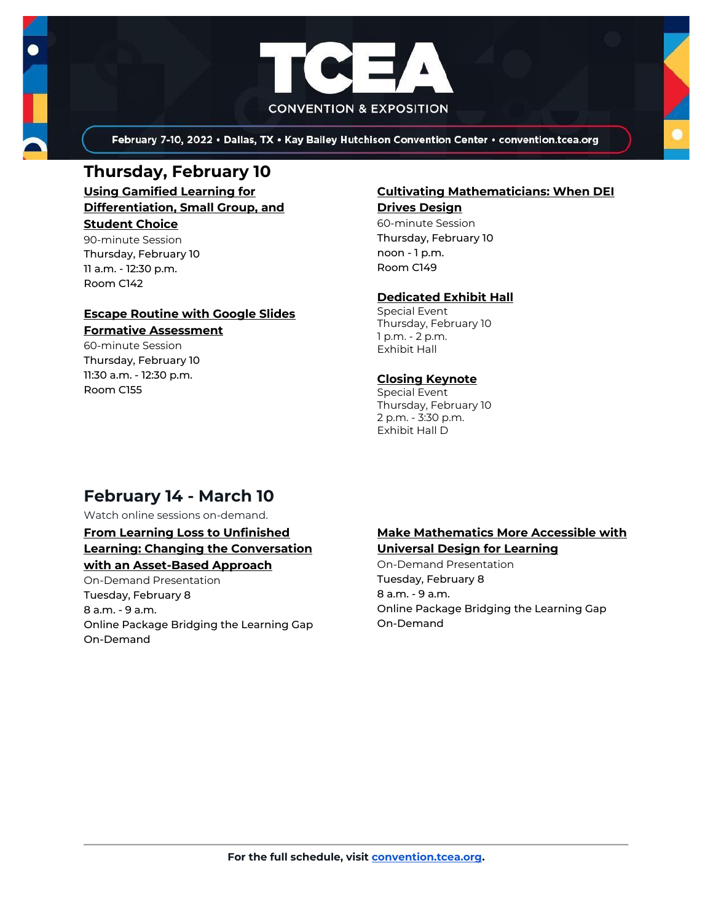## Thursday, February 10

**[Using Gamified Learning for Differentiation, Small Group, and Student Choice]**
90-minute Session
Thursday, February 10
11 a.m. - 12:30 p.m.
Room C142

**[Escape Routine with Google Slides Formative Assessment]**
60-minute Session
Thursday, February 10
11:30 a.m. - 12:30 p.m.
Room C155

**[Cultivating Mathematicians: When DEI Drives Design]**
60-minute Session
Thursday, February 10
noon - 1 p.m.
Room C149

**[Dedicated Exhibit Hall]**
Special Event
Thursday, February 10
1 p.m. - 2 p.m.
Exhibit Hall

**[Closing Keynote]**
Special Event
Thursday, February 10
2 p.m. - 3:30 p.m.
Exhibit Hall D

## February 14 - March 10

Watch online sessions on-demand.

**[From Learning Loss to Unfinished Learning: Changing the Conversation with an Asset-Based Approach]**
On-Demand Presentation
Tuesday, February 8
8 a.m. - 9 a.m.
Online Package Bridging the Learning Gap
On-Demand

**[Make Mathematics More Accessible with Universal Design for Learning]**
On-Demand Presentation
Tuesday, February 8
8 a.m. - 9 a.m.
Online Package Bridging the Learning Gap
On-Demand

**For the full schedule, visit convention.tcea.org.**